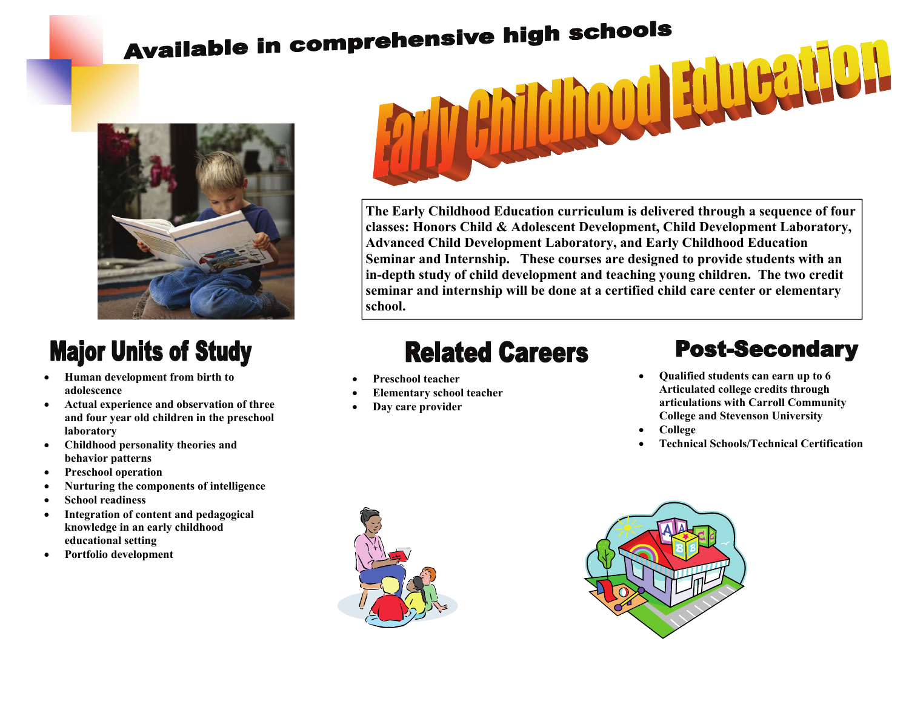Available in comprehensive high schools

# Early Childhood Education

**The Early Childhood Education curriculum is delivered through a sequence of four classes: Honors Child & Adolescent Development, Child Development Laboratory, Advanced Child Development Laboratory, and Early Childhood Education Seminar and Internship. These courses are designed to provide students with an in-depth study of child development and teaching young children. The two credit seminar and internship will be done at a certified child care center or elementary school.**

## Major Units of Study

- **Human development from birth to adolescence**
- **Actual experience and observation of three and four year old children in the preschool laboratory**
- **Childhood personality theories and behavior patterns**
- **Preschool operation**
- **Nurturing the components of intelligence**
- **School readiness**
- **Integration of content and pedagogical knowledge in an early childhood educational setting**
- **Portfolio development**

## Related Careers

- **Preschool teacher**
- **Elementary school teacher**
- **Day care provider**

## Post-Secondary

- **Qualified students can earn up to 6 Articulated college credits through articulations with Carroll Community College and Stevenson University**
- **College**
- **Technical Schools/Technical Certification**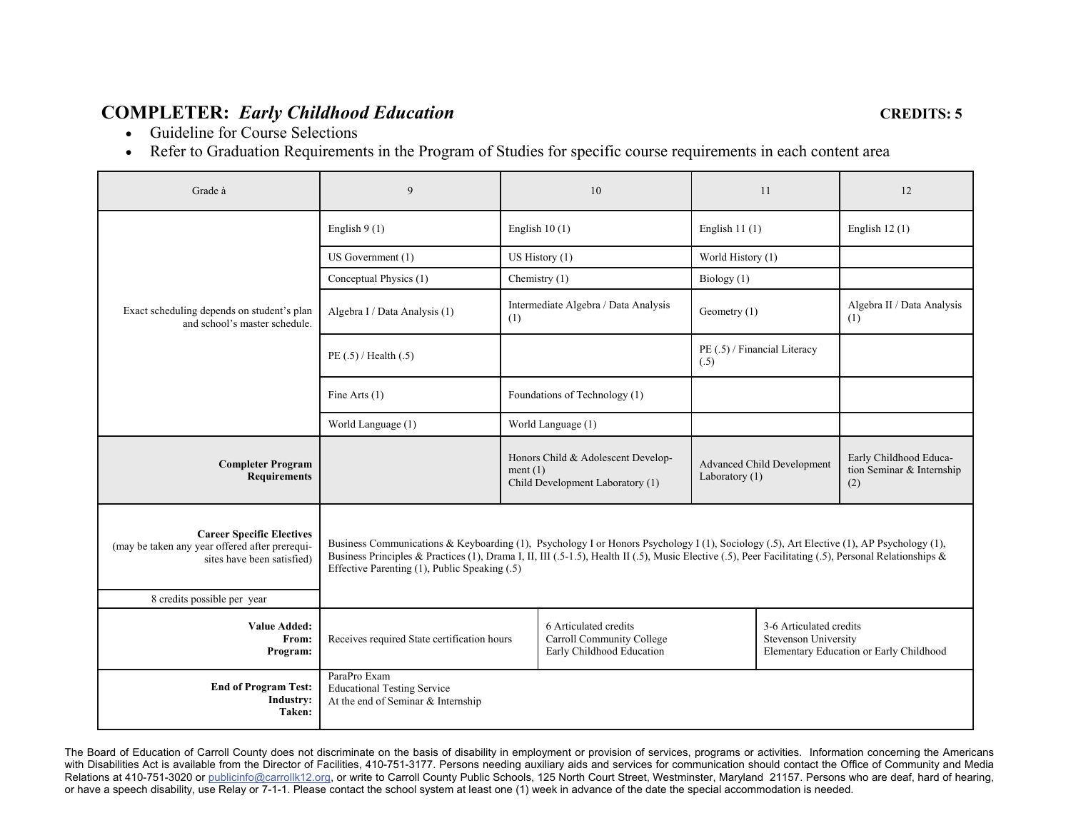# COMPLETER: *Early Childhood Education* **CREDITS: 5**

- Guideline for Course Selections
- Refer to Graduation Requirements in the Program of Studies for specific course requirements in each content area

| Grade à | 9 | 10 | 11 | 12 |
|---|---|---|---|---|
| Exact scheduling depends on student's plan and school's master schedule. | English 9 (1) | English 10 (1) | English 11 (1) | English 12 (1) |
| | US Government (1) | US History (1) | World History (1) | |
| | Conceptual Physics (1) | Chemistry (1) | Biology (1) | |
| | Algebra I / Data Analysis (1) | Intermediate Algebra / Data Analysis (1) | Geometry (1) | Algebra II / Data Analysis (1) |
| | PE (.5) / Health (.5) | | PE (.5) / Financial Literacy (.5) | |
| | Fine Arts (1) | Foundations of Technology (1) | | |
| | World Language (1) | World Language (1) | | |
| **Completer Program Requirements** | | Honors Child & Adolescent Development (1)<br>Child Development Laboratory (1) | Advanced Child Development Laboratory (1) | Early Childhood Education Seminar & Internship (2) |
| **Career Specific Electives** (may be taken any year offered after prerequisites have been satisfied)<br>8 credits possible per year | Business Communications & Keyboarding (1), Psychology I or Honors Psychology I (1), Sociology (.5), Art Elective (1), AP Psychology (1), Business Principles & Practices (1), Drama I, II, III (.5-1.5), Health II (.5), Music Elective (.5), Peer Facilitating (.5), Personal Relationships & Effective Parenting (1), Public Speaking (.5) | | | |
| **Value Added: From: Program:** | Receives required State certification hours | 6 Articulated credits<br>Carroll Community College<br>Early Childhood Education | 3-6 Articulated credits<br>Stevenson University<br>Elementary Education or Early Childhood | |
| **End of Program Test: Industry: Taken:** | ParaPro Exam<br>Educational Testing Service<br>At the end of Seminar & Internship | | | |

The Board of Education of Carroll County does not discriminate on the basis of disability in employment or provision of services, programs or activities. Information concerning the Americans with Disabilities Act is available from the Director of Facilities, 410-751-3177. Persons needing auxiliary aids and services for communication should contact the Office of Community and Media Relations at 410-751-3020 or publicinfo@carrollk12.org, or write to Carroll County Public Schools, 125 North Court Street, Westminster, Maryland 21157. Persons who are deaf, hard of hearing, or have a speech disability, use Relay or 7-1-1. Please contact the school system at least one (1) week in advance of the date the special accommodation is needed.